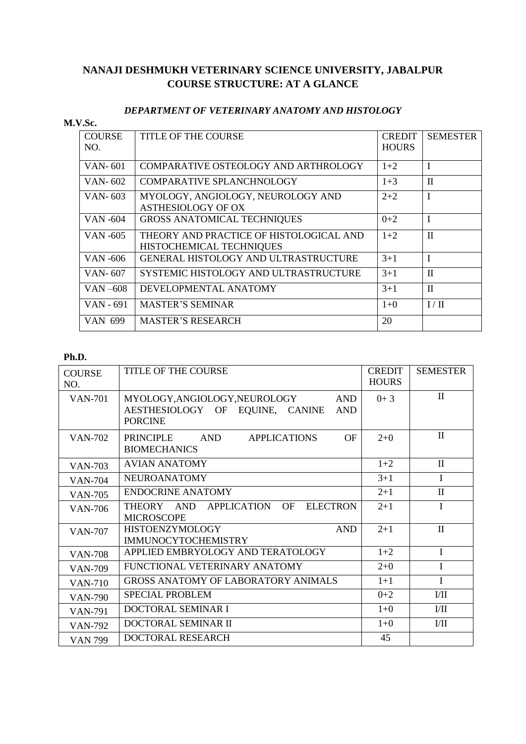# NANAJI DESHMUKH VETERINARY SCIENCE UNIVERSITY, JABALPUR
## COURSE STRUCTURE: AT A GLANCE

### *DEPARTMENT OF VETERINARY ANATOMY AND HISTOLOGY*

**M.V.Sc.**

| COURSE NO. | TITLE OF THE COURSE | CREDIT HOURS | SEMESTER |
|---|---|---|---|
| VAN- 601 | COMPARATIVE OSTEOLOGY AND ARTHROLOGY | 1+2 | I |
| VAN- 602 | COMPARATIVE SPLANCHNOLOGY | 1+3 | II |
| VAN- 603 | MYOLOGY, ANGIOLOGY, NEUROLOGY AND ASTHESIOLOGY OF OX | 2+2 | I |
| VAN -604 | GROSS ANATOMICAL TECHNIQUES | 0+2 | I |
| VAN -605 | THEORY AND PRACTICE OF HISTOLOGICAL AND HISTOCHEMICAL TECHNIQUES | 1+2 | II |
| VAN -606 | GENERAL HISTOLOGY AND ULTRASTRUCTURE | 3+1 | I |
| VAN- 607 | SYSTEMIC HISTOLOGY AND ULTRASTRUCTURE | 3+1 | II |
| VAN –608 | DEVELOPMENTAL ANATOMY | 3+1 | II |
| VAN - 691 | MASTER'S SEMINAR | 1+0 | I / II |
| VAN 699 | MASTER'S RESEARCH | 20 | |

**Ph.D.**

| COURSE NO. | TITLE OF THE COURSE | CREDIT HOURS | SEMESTER |
|---|---|---|---|
| VAN-701 | MYOLOGY,ANGIOLOGY,NEUROLOGY AND AESTHESIOLOGY OF EQUINE, CANINE AND PORCINE | 0+ 3 | II |
| VAN-702 | PRINCIPLE AND APPLICATIONS OF BIOMECHANICS | 2+0 | II |
| VAN-703 | AVIAN ANATOMY | 1+2 | II |
| VAN-704 | NEUROANATOMY | 3+1 | I |
| VAN-705 | ENDOCRINE ANATOMY | 2+1 | II |
| VAN-706 | THEORY AND APPLICATION OF ELECTRON MICROSCOPE | 2+1 | I |
| VAN-707 | HISTOENZYMOLOGY AND IMMUNOCYTOCHEMISTRY | 2+1 | II |
| VAN-708 | APPLIED EMBRYOLOGY AND TERATOLOGY | 1+2 | I |
| VAN-709 | FUNCTIONAL VETERINARY ANATOMY | 2+0 | I |
| VAN-710 | GROSS ANATOMY OF LABORATORY ANIMALS | 1+1 | I |
| VAN-790 | SPECIAL PROBLEM | 0+2 | I/II |
| VAN-791 | DOCTORAL SEMINAR I | 1+0 | I/II |
| VAN-792 | DOCTORAL SEMINAR II | 1+0 | I/II |
| VAN 799 | DOCTORAL RESEARCH | 45 | |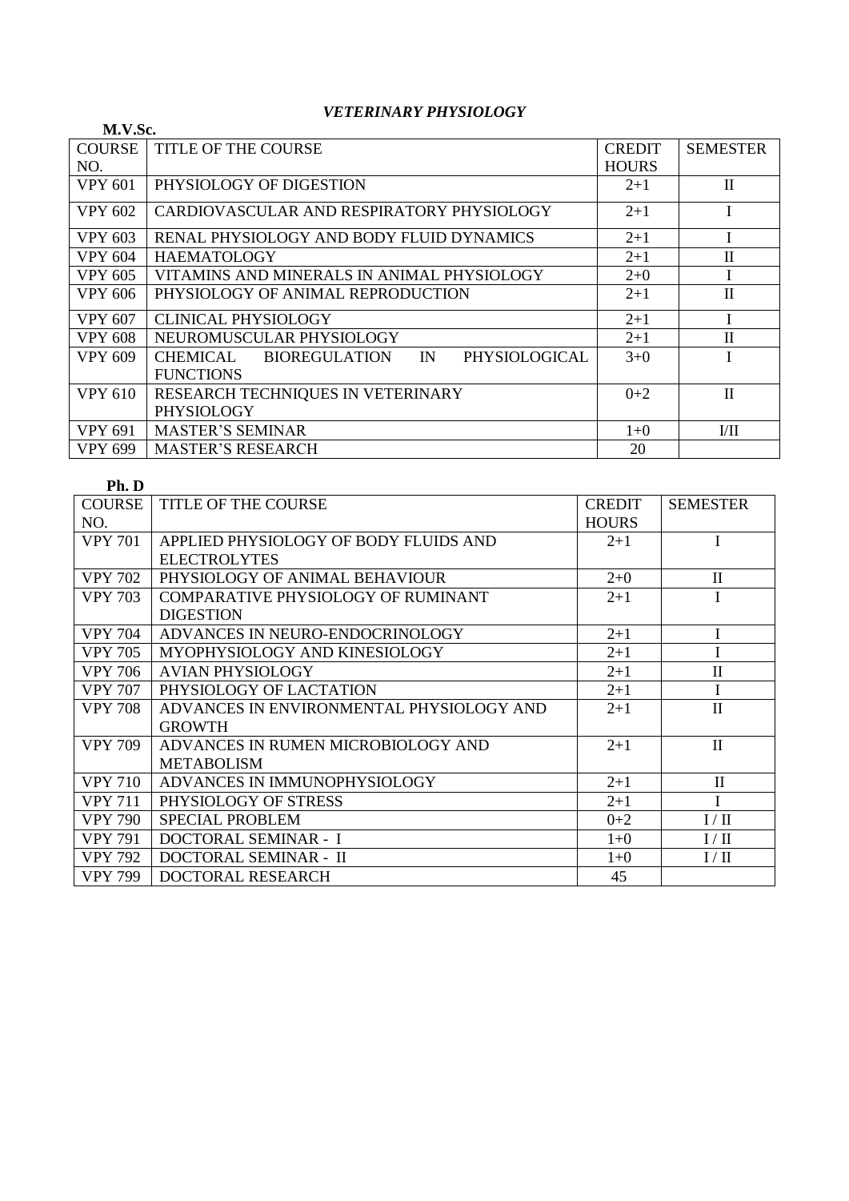# *VETERINARY PHYSIOLOGY*

**M.V.Sc.**

| COURSE NO. | TITLE OF THE COURSE | CREDIT HOURS | SEMESTER |
|---|---|---|---|
| VPY 601 | PHYSIOLOGY OF DIGESTION | 2+1 | II |
| VPY 602 | CARDIOVASCULAR AND RESPIRATORY PHYSIOLOGY | 2+1 | I |
| VPY 603 | RENAL PHYSIOLOGY AND BODY FLUID DYNAMICS | 2+1 | I |
| VPY 604 | HAEMATOLOGY | 2+1 | II |
| VPY 605 | VITAMINS AND MINERALS IN ANIMAL PHYSIOLOGY | 2+0 | I |
| VPY 606 | PHYSIOLOGY OF ANIMAL REPRODUCTION | 2+1 | II |
| VPY 607 | CLINICAL PHYSIOLOGY | 2+1 | I |
| VPY 608 | NEUROMUSCULAR PHYSIOLOGY | 2+1 | II |
| VPY 609 | CHEMICAL BIOREGULATION IN PHYSIOLOGICAL FUNCTIONS | 3+0 | I |
| VPY 610 | RESEARCH TECHNIQUES IN VETERINARY PHYSIOLOGY | 0+2 | II |
| VPY 691 | MASTER'S SEMINAR | 1+0 | I/II |
| VPY 699 | MASTER'S RESEARCH | 20 | |

**Ph. D**

| COURSE NO. | TITLE OF THE COURSE | CREDIT HOURS | SEMESTER |
|---|---|---|---|
| VPY 701 | APPLIED PHYSIOLOGY OF BODY FLUIDS AND ELECTROLYTES | 2+1 | I |
| VPY 702 | PHYSIOLOGY OF ANIMAL BEHAVIOUR | 2+0 | II |
| VPY 703 | COMPARATIVE PHYSIOLOGY OF RUMINANT DIGESTION | 2+1 | I |
| VPY 704 | ADVANCES IN NEURO-ENDOCRINOLOGY | 2+1 | I |
| VPY 705 | MYOPHYSIOLOGY AND KINESIOLOGY | 2+1 | I |
| VPY 706 | AVIAN PHYSIOLOGY | 2+1 | II |
| VPY 707 | PHYSIOLOGY OF LACTATION | 2+1 | I |
| VPY 708 | ADVANCES IN ENVIRONMENTAL PHYSIOLOGY AND GROWTH | 2+1 | II |
| VPY 709 | ADVANCES IN RUMEN MICROBIOLOGY AND METABOLISM | 2+1 | II |
| VPY 710 | ADVANCES IN IMMUNOPHYSIOLOGY | 2+1 | II |
| VPY 711 | PHYSIOLOGY OF STRESS | 2+1 | I |
| VPY 790 | SPECIAL PROBLEM | 0+2 | I / II |
| VPY 791 | DOCTORAL SEMINAR - I | 1+0 | I / II |
| VPY 792 | DOCTORAL SEMINAR - II | 1+0 | I / II |
| VPY 799 | DOCTORAL RESEARCH | 45 | |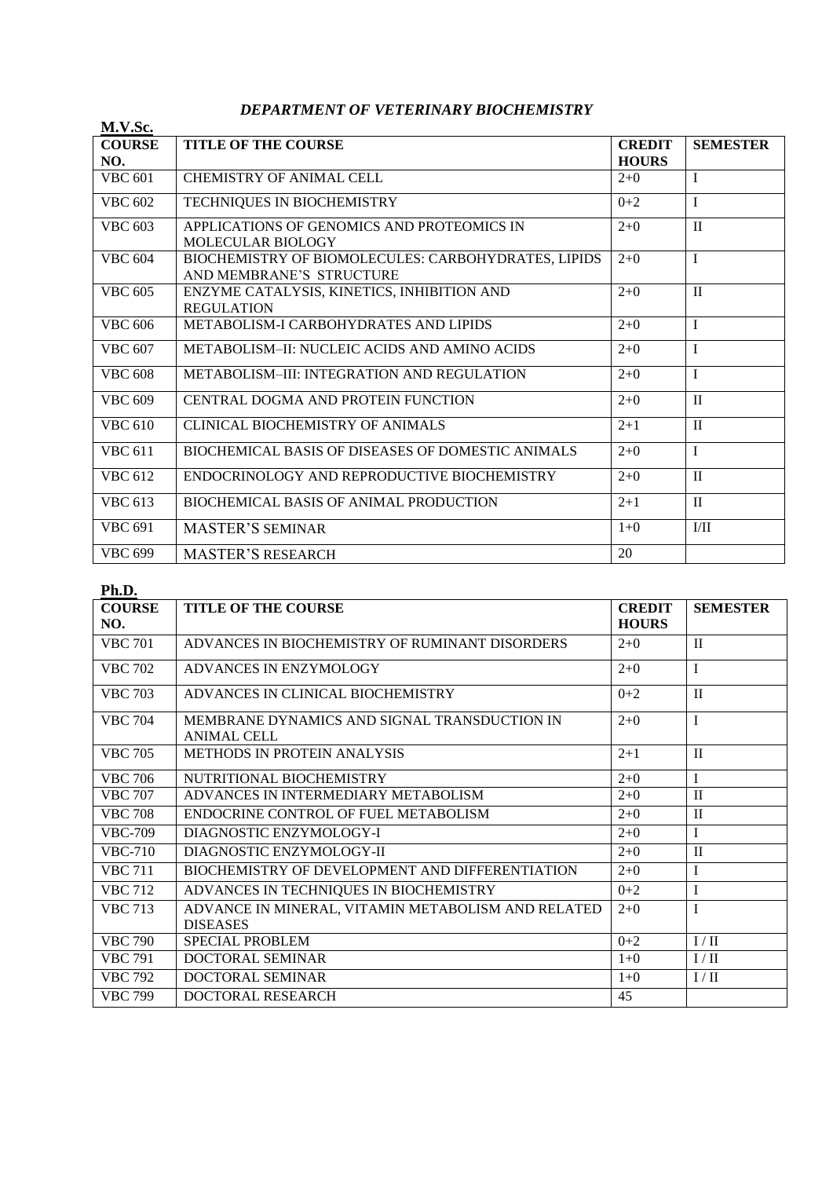## *DEPARTMENT OF VETERINARY BIOCHEMISTRY*

**M.V.Sc.**

| COURSE NO. | TITLE OF THE COURSE | CREDIT HOURS | SEMESTER |
|---|---|---|---|
| VBC 601 | CHEMISTRY OF ANIMAL CELL | 2+0 | I |
| VBC 602 | TECHNIQUES IN BIOCHEMISTRY | 0+2 | I |
| VBC 603 | APPLICATIONS OF GENOMICS AND PROTEOMICS IN MOLECULAR BIOLOGY | 2+0 | II |
| VBC 604 | BIOCHEMISTRY OF BIOMOLECULES: CARBOHYDRATES, LIPIDS AND MEMBRANE'S STRUCTURE | 2+0 | I |
| VBC 605 | ENZYME CATALYSIS, KINETICS, INHIBITION AND REGULATION | 2+0 | II |
| VBC 606 | METABOLISM-I CARBOHYDRATES AND LIPIDS | 2+0 | I |
| VBC 607 | METABOLISM–II: NUCLEIC ACIDS AND AMINO ACIDS | 2+0 | I |
| VBC 608 | METABOLISM–III: INTEGRATION AND REGULATION | 2+0 | I |
| VBC 609 | CENTRAL DOGMA AND PROTEIN FUNCTION | 2+0 | II |
| VBC 610 | CLINICAL BIOCHEMISTRY OF ANIMALS | 2+1 | II |
| VBC 611 | BIOCHEMICAL BASIS OF DISEASES OF DOMESTIC ANIMALS | 2+0 | I |
| VBC 612 | ENDOCRINOLOGY AND REPRODUCTIVE BIOCHEMISTRY | 2+0 | II |
| VBC 613 | BIOCHEMICAL BASIS OF ANIMAL PRODUCTION | 2+1 | II |
| VBC 691 | MASTER'S SEMINAR | 1+0 | I/II |
| VBC 699 | MASTER'S RESEARCH | 20 | |

**Ph.D.**

| COURSE NO. | TITLE OF THE COURSE | CREDIT HOURS | SEMESTER |
|---|---|---|---|
| VBC 701 | ADVANCES IN BIOCHEMISTRY OF RUMINANT DISORDERS | 2+0 | II |
| VBC 702 | ADVANCES IN ENZYMOLOGY | 2+0 | I |
| VBC 703 | ADVANCES IN CLINICAL BIOCHEMISTRY | 0+2 | II |
| VBC 704 | MEMBRANE DYNAMICS AND SIGNAL TRANSDUCTION IN ANIMAL CELL | 2+0 | I |
| VBC 705 | METHODS IN PROTEIN ANALYSIS | 2+1 | II |
| VBC 706 | NUTRITIONAL BIOCHEMISTRY | 2+0 | I |
| VBC 707 | ADVANCES IN INTERMEDIARY METABOLISM | 2+0 | II |
| VBC 708 | ENDOCRINE CONTROL OF FUEL METABOLISM | 2+0 | II |
| VBC-709 | DIAGNOSTIC ENZYMOLOGY-I | 2+0 | I |
| VBC-710 | DIAGNOSTIC ENZYMOLOGY-II | 2+0 | II |
| VBC 711 | BIOCHEMISTRY OF DEVELOPMENT AND DIFFERENTIATION | 2+0 | I |
| VBC 712 | ADVANCES IN TECHNIQUES IN BIOCHEMISTRY | 0+2 | I |
| VBC 713 | ADVANCE IN MINERAL, VITAMIN METABOLISM AND RELATED DISEASES | 2+0 | I |
| VBC 790 | SPECIAL PROBLEM | 0+2 | I / II |
| VBC 791 | DOCTORAL SEMINAR | 1+0 | I / II |
| VBC 792 | DOCTORAL SEMINAR | 1+0 | I / II |
| VBC 799 | DOCTORAL RESEARCH | 45 | |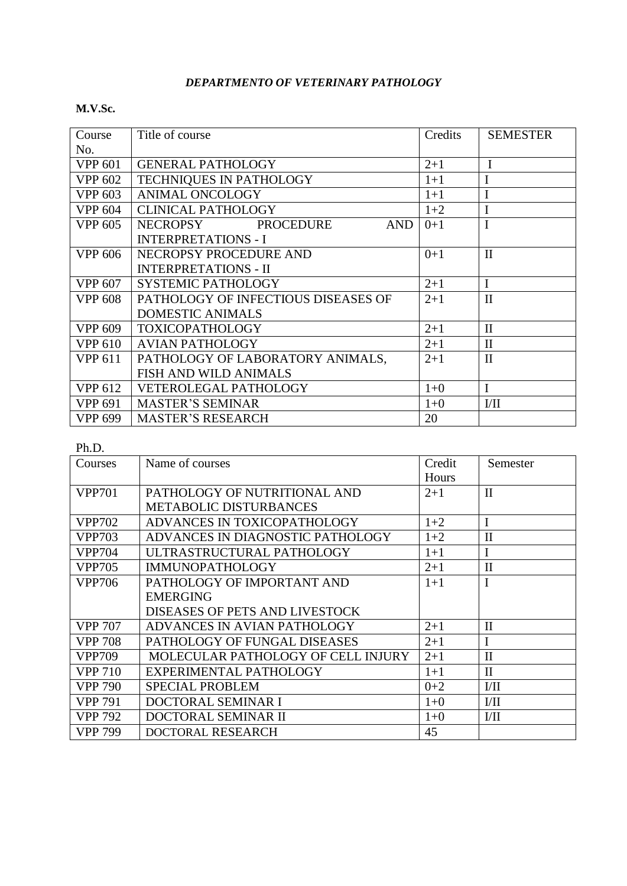### *DEPARTMENTO OF VETERINARY PATHOLOGY*

**M.V.Sc.**

| Course No. | Title of course | Credits | SEMESTER |
|---|---|---|---|
| VPP 601 | GENERAL PATHOLOGY | 2+1 | I |
| VPP 602 | TECHNIQUES IN PATHOLOGY | 1+1 | I |
| VPP 603 | ANIMAL ONCOLOGY | 1+1 | I |
| VPP 604 | CLINICAL PATHOLOGY | 1+2 | I |
| VPP 605 | NECROPSY PROCEDURE AND INTERPRETATIONS - I | 0+1 | I |
| VPP 606 | NECROPSY PROCEDURE AND INTERPRETATIONS - II | 0+1 | II |
| VPP 607 | SYSTEMIC PATHOLOGY | 2+1 | I |
| VPP 608 | PATHOLOGY OF INFECTIOUS DISEASES OF DOMESTIC ANIMALS | 2+1 | II |
| VPP 609 | TOXICOPATHOLOGY | 2+1 | II |
| VPP 610 | AVIAN PATHOLOGY | 2+1 | II |
| VPP 611 | PATHOLOGY OF LABORATORY ANIMALS, FISH AND WILD ANIMALS | 2+1 | II |
| VPP 612 | VETEROLEGAL PATHOLOGY | 1+0 | I |
| VPP 691 | MASTER'S SEMINAR | 1+0 | I/II |
| VPP 699 | MASTER'S RESEARCH | 20 | |

Ph.D.

| Courses | Name of courses | Credit Hours | Semester |
|---|---|---|---|
| VPP701 | PATHOLOGY OF NUTRITIONAL AND METABOLIC DISTURBANCES | 2+1 | II |
| VPP702 | ADVANCES IN TOXICOPATHOLOGY | 1+2 | I |
| VPP703 | ADVANCES IN DIAGNOSTIC PATHOLOGY | 1+2 | II |
| VPP704 | ULTRASTRUCTURAL PATHOLOGY | 1+1 | I |
| VPP705 | IMMUNOPATHOLOGY | 2+1 | II |
| VPP706 | PATHOLOGY OF IMPORTANT AND EMERGING DISEASES OF PETS AND LIVESTOCK | 1+1 | I |
| VPP 707 | ADVANCES IN AVIAN PATHOLOGY | 2+1 | II |
| VPP 708 | PATHOLOGY OF FUNGAL DISEASES | 2+1 | I |
| VPP709 | MOLECULAR PATHOLOGY OF CELL INJURY | 2+1 | II |
| VPP 710 | EXPERIMENTAL PATHOLOGY | 1+1 | II |
| VPP 790 | SPECIAL PROBLEM | 0+2 | I/II |
| VPP 791 | DOCTORAL SEMINAR I | 1+0 | I/II |
| VPP 792 | DOCTORAL SEMINAR II | 1+0 | I/II |
| VPP 799 | DOCTORAL RESEARCH | 45 | |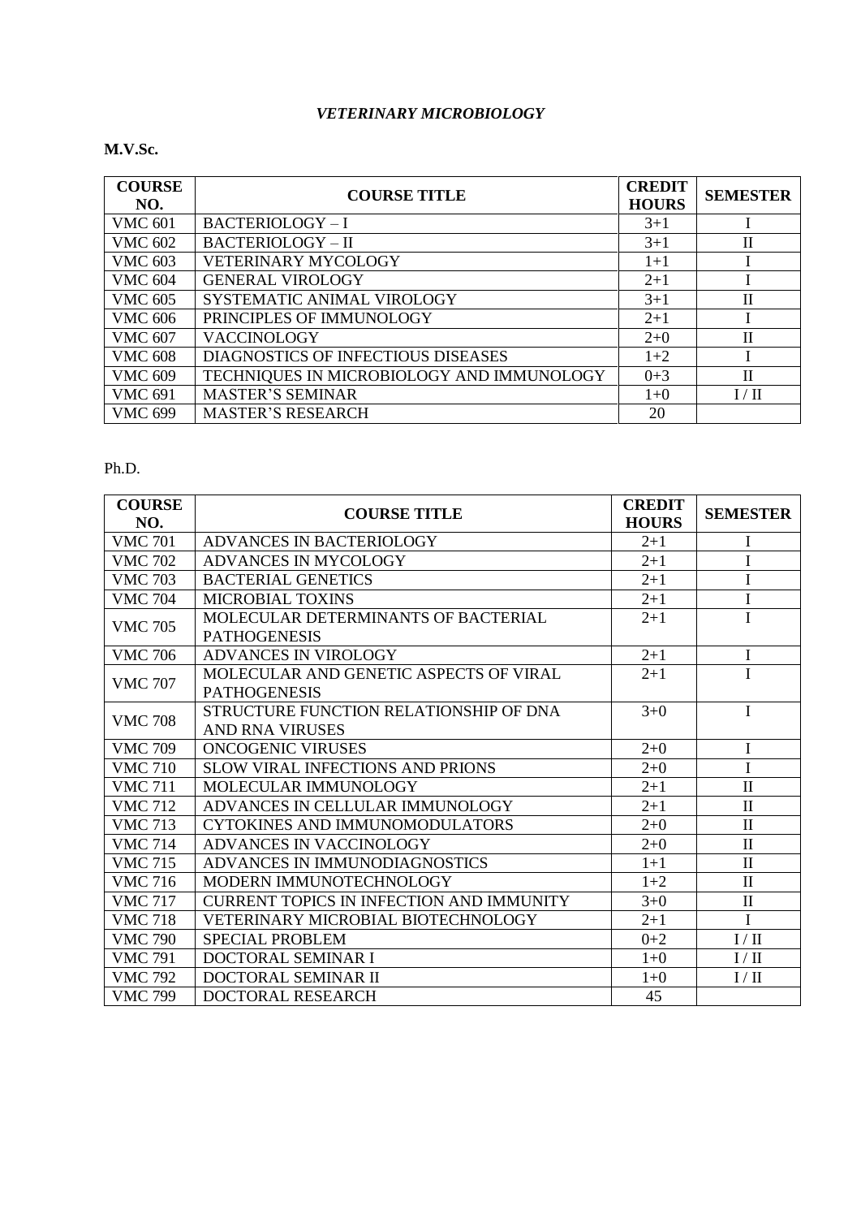# *VETERINARY MICROBIOLOGY*

**M.V.Sc.**

| COURSE NO. | COURSE TITLE | CREDIT HOURS | SEMESTER |
|---|---|---|---|
| VMC 601 | BACTERIOLOGY – I | 3+1 | I |
| VMC 602 | BACTERIOLOGY – II | 3+1 | II |
| VMC 603 | VETERINARY MYCOLOGY | 1+1 | I |
| VMC 604 | GENERAL VIROLOGY | 2+1 | I |
| VMC 605 | SYSTEMATIC ANIMAL VIROLOGY | 3+1 | II |
| VMC 606 | PRINCIPLES OF IMMUNOLOGY | 2+1 | I |
| VMC 607 | VACCINOLOGY | 2+0 | II |
| VMC 608 | DIAGNOSTICS OF INFECTIOUS DISEASES | 1+2 | I |
| VMC 609 | TECHNIQUES IN MICROBIOLOGY AND IMMUNOLOGY | 0+3 | II |
| VMC 691 | MASTER'S SEMINAR | 1+0 | I / II |
| VMC 699 | MASTER'S RESEARCH | 20 | |

Ph.D.

| COURSE NO. | COURSE TITLE | CREDIT HOURS | SEMESTER |
|---|---|---|---|
| VMC 701 | ADVANCES IN BACTERIOLOGY | 2+1 | I |
| VMC 702 | ADVANCES IN MYCOLOGY | 2+1 | I |
| VMC 703 | BACTERIAL GENETICS | 2+1 | I |
| VMC 704 | MICROBIAL TOXINS | 2+1 | I |
| VMC 705 | MOLECULAR DETERMINANTS OF BACTERIAL PATHOGENESIS | 2+1 | I |
| VMC 706 | ADVANCES IN VIROLOGY | 2+1 | I |
| VMC 707 | MOLECULAR AND GENETIC ASPECTS OF VIRAL PATHOGENESIS | 2+1 | I |
| VMC 708 | STRUCTURE FUNCTION RELATIONSHIP OF DNA AND RNA VIRUSES | 3+0 | I |
| VMC 709 | ONCOGENIC VIRUSES | 2+0 | I |
| VMC 710 | SLOW VIRAL INFECTIONS AND PRIONS | 2+0 | I |
| VMC 711 | MOLECULAR IMMUNOLOGY | 2+1 | II |
| VMC 712 | ADVANCES IN CELLULAR IMMUNOLOGY | 2+1 | II |
| VMC 713 | CYTOKINES AND IMMUNOMODULATORS | 2+0 | II |
| VMC 714 | ADVANCES IN VACCINOLOGY | 2+0 | II |
| VMC 715 | ADVANCES IN IMMUNODIAGNOSTICS | 1+1 | II |
| VMC 716 | MODERN IMMUNOTECHNOLOGY | 1+2 | II |
| VMC 717 | CURRENT TOPICS IN INFECTION AND IMMUNITY | 3+0 | II |
| VMC 718 | VETERINARY MICROBIAL BIOTECHNOLOGY | 2+1 | I |
| VMC 790 | SPECIAL PROBLEM | 0+2 | I / II |
| VMC 791 | DOCTORAL SEMINAR I | 1+0 | I / II |
| VMC 792 | DOCTORAL SEMINAR II | 1+0 | I / II |
| VMC 799 | DOCTORAL RESEARCH | 45 | |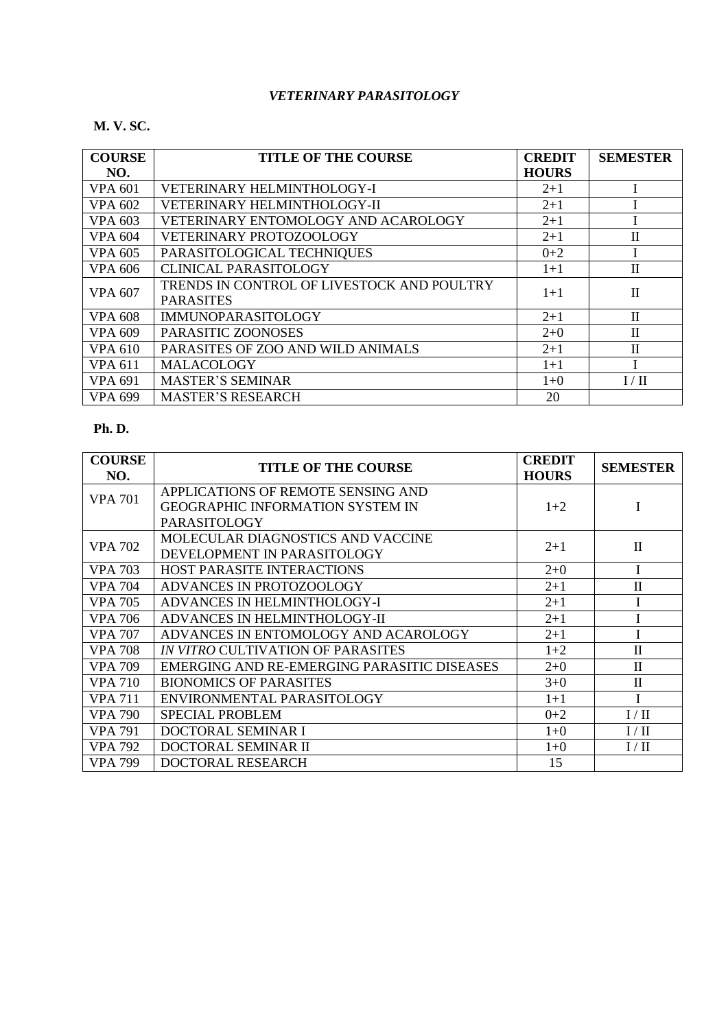# *VETERINARY PARASITOLOGY*

## M. V. SC.

| COURSE NO. | TITLE OF THE COURSE | CREDIT HOURS | SEMESTER |
|---|---|---|---|
| VPA 601 | VETERINARY HELMINTHOLOGY-I | 2+1 | I |
| VPA 602 | VETERINARY HELMINTHOLOGY-II | 2+1 | I |
| VPA 603 | VETERINARY ENTOMOLOGY AND ACAROLOGY | 2+1 | I |
| VPA 604 | VETERINARY PROTOZOOLOGY | 2+1 | II |
| VPA 605 | PARASITOLOGICAL TECHNIQUES | 0+2 | I |
| VPA 606 | CLINICAL PARASITOLOGY | 1+1 | II |
| VPA 607 | TRENDS IN CONTROL OF LIVESTOCK AND POULTRY PARASITES | 1+1 | II |
| VPA 608 | IMMUNOPARASITOLOGY | 2+1 | II |
| VPA 609 | PARASITIC ZOONOSES | 2+0 | II |
| VPA 610 | PARASITES OF ZOO AND WILD ANIMALS | 2+1 | II |
| VPA 611 | MALACOLOGY | 1+1 | I |
| VPA 691 | MASTER'S SEMINAR | 1+0 | I / II |
| VPA 699 | MASTER'S RESEARCH | 20 | |

## Ph. D.

| COURSE NO. | TITLE OF THE COURSE | CREDIT HOURS | SEMESTER |
|---|---|---|---|
| VPA 701 | APPLICATIONS OF REMOTE SENSING AND GEOGRAPHIC INFORMATION SYSTEM IN PARASITOLOGY | 1+2 | I |
| VPA 702 | MOLECULAR DIAGNOSTICS AND VACCINE DEVELOPMENT IN PARASITOLOGY | 2+1 | II |
| VPA 703 | HOST PARASITE INTERACTIONS | 2+0 | I |
| VPA 704 | ADVANCES IN PROTOZOOLOGY | 2+1 | II |
| VPA 705 | ADVANCES IN HELMINTHOLOGY-I | 2+1 | I |
| VPA 706 | ADVANCES IN HELMINTHOLOGY-II | 2+1 | I |
| VPA 707 | ADVANCES IN ENTOMOLOGY AND ACAROLOGY | 2+1 | I |
| VPA 708 | *IN VITRO* CULTIVATION OF PARASITES | 1+2 | II |
| VPA 709 | EMERGING AND RE-EMERGING PARASITIC DISEASES | 2+0 | II |
| VPA 710 | BIONOMICS OF PARASITES | 3+0 | II |
| VPA 711 | ENVIRONMENTAL PARASITOLOGY | 1+1 | I |
| VPA 790 | SPECIAL PROBLEM | 0+2 | I / II |
| VPA 791 | DOCTORAL SEMINAR I | 1+0 | I / II |
| VPA 792 | DOCTORAL SEMINAR II | 1+0 | I / II |
| VPA 799 | DOCTORAL RESEARCH | 15 | |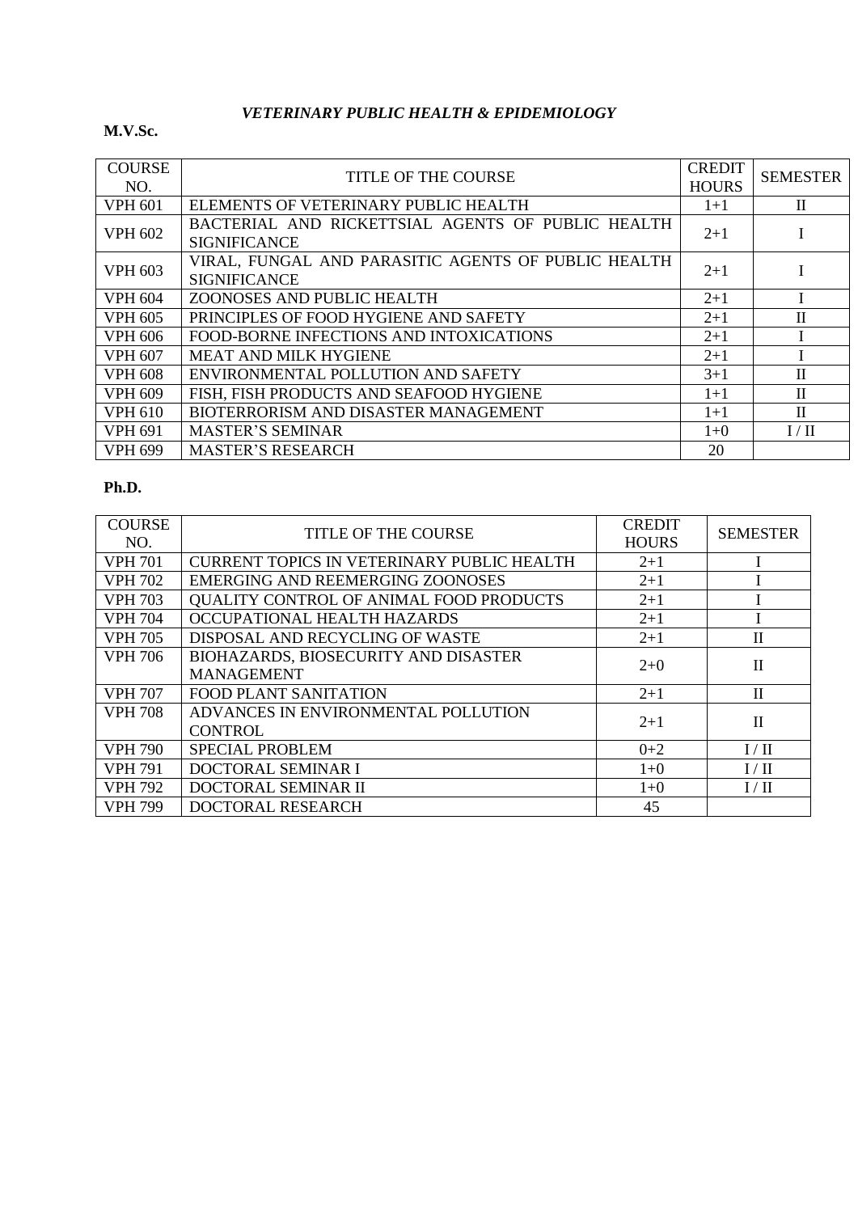## *VETERINARY PUBLIC HEALTH & EPIDEMIOLOGY*

**M.V.Sc.**

| COURSE NO. | TITLE OF THE COURSE | CREDIT HOURS | SEMESTER |
|---|---|---|---|
| VPH 601 | ELEMENTS OF VETERINARY PUBLIC HEALTH | 1+1 | II |
| VPH 602 | BACTERIAL AND RICKETTSIAL AGENTS OF PUBLIC HEALTH SIGNIFICANCE | 2+1 | I |
| VPH 603 | VIRAL, FUNGAL AND PARASITIC AGENTS OF PUBLIC HEALTH SIGNIFICANCE | 2+1 | I |
| VPH 604 | ZOONOSES AND PUBLIC HEALTH | 2+1 | I |
| VPH 605 | PRINCIPLES OF FOOD HYGIENE AND SAFETY | 2+1 | II |
| VPH 606 | FOOD-BORNE INFECTIONS AND INTOXICATIONS | 2+1 | I |
| VPH 607 | MEAT AND MILK HYGIENE | 2+1 | I |
| VPH 608 | ENVIRONMENTAL POLLUTION AND SAFETY | 3+1 | II |
| VPH 609 | FISH, FISH PRODUCTS AND SEAFOOD HYGIENE | 1+1 | II |
| VPH 610 | BIOTERRORISM AND DISASTER MANAGEMENT | 1+1 | II |
| VPH 691 | MASTER'S SEMINAR | 1+0 | I / II |
| VPH 699 | MASTER'S RESEARCH | 20 | |

**Ph.D.**

| COURSE NO. | TITLE OF THE COURSE | CREDIT HOURS | SEMESTER |
|---|---|---|---|
| VPH 701 | CURRENT TOPICS IN VETERINARY PUBLIC HEALTH | 2+1 | I |
| VPH 702 | EMERGING AND REEMERGING ZOONOSES | 2+1 | I |
| VPH 703 | QUALITY CONTROL OF ANIMAL FOOD PRODUCTS | 2+1 | I |
| VPH 704 | OCCUPATIONAL HEALTH HAZARDS | 2+1 | I |
| VPH 705 | DISPOSAL AND RECYCLING OF WASTE | 2+1 | II |
| VPH 706 | BIOHAZARDS, BIOSECURITY AND DISASTER MANAGEMENT | 2+0 | II |
| VPH 707 | FOOD PLANT SANITATION | 2+1 | II |
| VPH 708 | ADVANCES IN ENVIRONMENTAL POLLUTION CONTROL | 2+1 | II |
| VPH 790 | SPECIAL PROBLEM | 0+2 | I / II |
| VPH 791 | DOCTORAL SEMINAR I | 1+0 | I / II |
| VPH 792 | DOCTORAL SEMINAR II | 1+0 | I / II |
| VPH 799 | DOCTORAL RESEARCH | 45 | |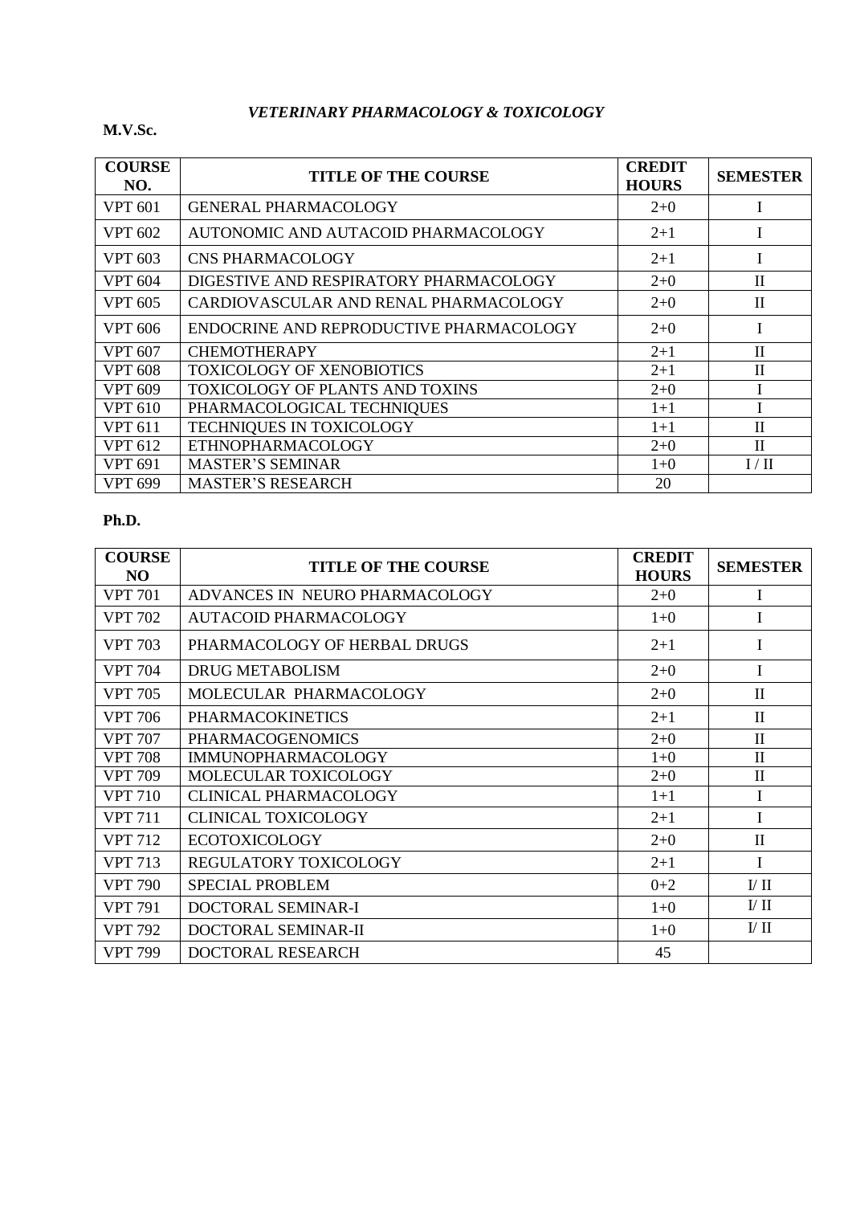## *VETERINARY PHARMACOLOGY & TOXICOLOGY*

**M.V.Sc.**

| COURSE NO. | TITLE OF THE COURSE | CREDIT HOURS | SEMESTER |
|---|---|---|---|
| VPT 601 | GENERAL PHARMACOLOGY | 2+0 | I |
| VPT 602 | AUTONOMIC AND AUTACOID PHARMACOLOGY | 2+1 | I |
| VPT 603 | CNS PHARMACOLOGY | 2+1 | I |
| VPT 604 | DIGESTIVE AND RESPIRATORY PHARMACOLOGY | 2+0 | II |
| VPT 605 | CARDIOVASCULAR AND RENAL PHARMACOLOGY | 2+0 | II |
| VPT 606 | ENDOCRINE AND REPRODUCTIVE PHARMACOLOGY | 2+0 | I |
| VPT 607 | CHEMOTHERAPY | 2+1 | II |
| VPT 608 | TOXICOLOGY OF XENOBIOTICS | 2+1 | II |
| VPT 609 | TOXICOLOGY OF PLANTS AND TOXINS | 2+0 | I |
| VPT 610 | PHARMACOLOGICAL TECHNIQUES | 1+1 | I |
| VPT 611 | TECHNIQUES IN TOXICOLOGY | 1+1 | II |
| VPT 612 | ETHNOPHARMACOLOGY | 2+0 | II |
| VPT 691 | MASTER'S SEMINAR | 1+0 | I / II |
| VPT 699 | MASTER'S RESEARCH | 20 | |

**Ph.D.**

| COURSE NO | TITLE OF THE COURSE | CREDIT HOURS | SEMESTER |
|---|---|---|---|
| VPT 701 | ADVANCES IN NEURO PHARMACOLOGY | 2+0 | I |
| VPT 702 | AUTACOID PHARMACOLOGY | 1+0 | I |
| VPT 703 | PHARMACOLOGY OF HERBAL DRUGS | 2+1 | I |
| VPT 704 | DRUG METABOLISM | 2+0 | I |
| VPT 705 | MOLECULAR PHARMACOLOGY | 2+0 | II |
| VPT 706 | PHARMACOKINETICS | 2+1 | II |
| VPT 707 | PHARMACOGENOMICS | 2+0 | II |
| VPT 708 | IMMUNOPHARMACOLOGY | 1+0 | II |
| VPT 709 | MOLECULAR TOXICOLOGY | 2+0 | II |
| VPT 710 | CLINICAL PHARMACOLOGY | 1+1 | I |
| VPT 711 | CLINICAL TOXICOLOGY | 2+1 | I |
| VPT 712 | ECOTOXICOLOGY | 2+0 | II |
| VPT 713 | REGULATORY TOXICOLOGY | 2+1 | I |
| VPT 790 | SPECIAL PROBLEM | 0+2 | I/ II |
| VPT 791 | DOCTORAL SEMINAR-I | 1+0 | I/ II |
| VPT 792 | DOCTORAL SEMINAR-II | 1+0 | I/ II |
| VPT 799 | DOCTORAL RESEARCH | 45 | |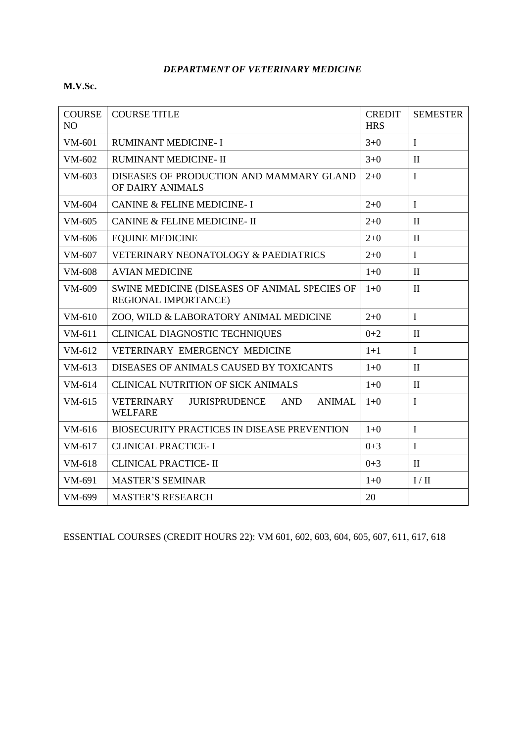## *DEPARTMENT OF VETERINARY MEDICINE*

**M.V.Sc.**

| COURSE NO | COURSE TITLE | CREDIT HRS | SEMESTER |
|---|---|---|---|
| VM-601 | RUMINANT MEDICINE- I | 3+0 | I |
| VM-602 | RUMINANT MEDICINE- II | 3+0 | II |
| VM-603 | DISEASES OF PRODUCTION AND MAMMARY GLAND OF DAIRY ANIMALS | 2+0 | I |
| VM-604 | CANINE & FELINE MEDICINE- I | 2+0 | I |
| VM-605 | CANINE & FELINE MEDICINE- II | 2+0 | II |
| VM-606 | EQUINE MEDICINE | 2+0 | II |
| VM-607 | VETERINARY NEONATOLOGY & PAEDIATRICS | 2+0 | I |
| VM-608 | AVIAN MEDICINE | 1+0 | II |
| VM-609 | SWINE MEDICINE (DISEASES OF ANIMAL SPECIES OF REGIONAL IMPORTANCE) | 1+0 | II |
| VM-610 | ZOO, WILD & LABORATORY ANIMAL MEDICINE | 2+0 | I |
| VM-611 | CLINICAL DIAGNOSTIC TECHNIQUES | 0+2 | II |
| VM-612 | VETERINARY EMERGENCY MEDICINE | 1+1 | I |
| VM-613 | DISEASES OF ANIMALS CAUSED BY TOXICANTS | 1+0 | II |
| VM-614 | CLINICAL NUTRITION OF SICK ANIMALS | 1+0 | II |
| VM-615 | VETERINARY JURISPRUDENCE AND ANIMAL WELFARE | 1+0 | I |
| VM-616 | BIOSECURITY PRACTICES IN DISEASE PREVENTION | 1+0 | I |
| VM-617 | CLINICAL PRACTICE- I | 0+3 | I |
| VM-618 | CLINICAL PRACTICE- II | 0+3 | II |
| VM-691 | MASTER'S SEMINAR | 1+0 | I / II |
| VM-699 | MASTER'S RESEARCH | 20 | |

ESSENTIAL COURSES (CREDIT HOURS 22): VM 601, 602, 603, 604, 605, 607, 611, 617, 618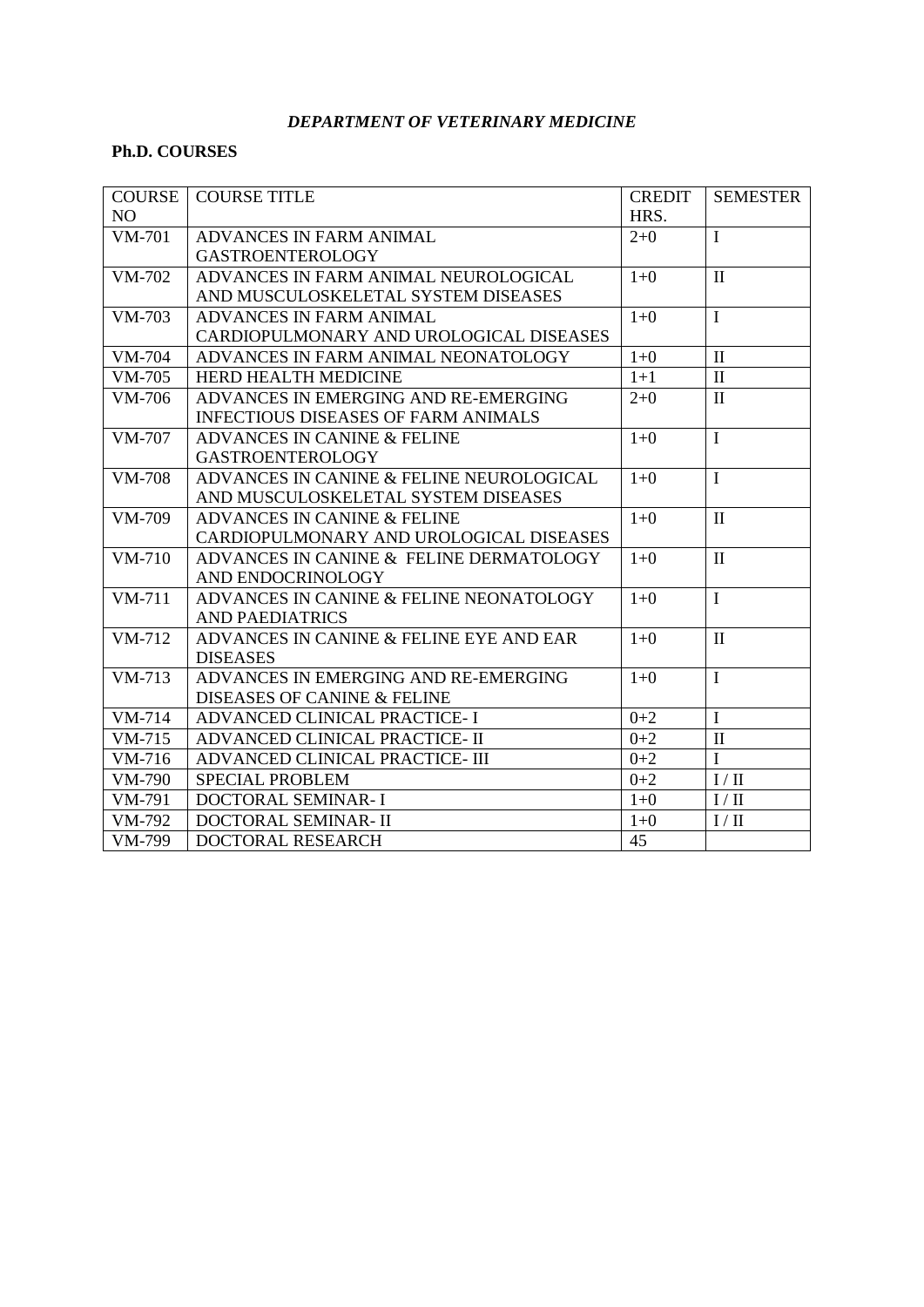## *DEPARTMENT OF VETERINARY MEDICINE*

**Ph.D. COURSES**

| COURSE NO | COURSE TITLE | CREDIT HRS. | SEMESTER |
|---|---|---|---|
| VM-701 | ADVANCES IN FARM ANIMAL GASTROENTEROLOGY | 2+0 | I |
| VM-702 | ADVANCES IN FARM ANIMAL NEUROLOGICAL AND MUSCULOSKELETAL SYSTEM DISEASES | 1+0 | II |
| VM-703 | ADVANCES IN FARM ANIMAL CARDIOPULMONARY AND UROLOGICAL DISEASES | 1+0 | I |
| VM-704 | ADVANCES IN FARM ANIMAL NEONATOLOGY | 1+0 | II |
| VM-705 | HERD HEALTH MEDICINE | 1+1 | II |
| VM-706 | ADVANCES IN EMERGING AND RE-EMERGING INFECTIOUS DISEASES OF FARM ANIMALS | 2+0 | II |
| VM-707 | ADVANCES IN CANINE & FELINE GASTROENTEROLOGY | 1+0 | I |
| VM-708 | ADVANCES IN CANINE & FELINE NEUROLOGICAL AND MUSCULOSKELETAL SYSTEM DISEASES | 1+0 | I |
| VM-709 | ADVANCES IN CANINE & FELINE CARDIOPULMONARY AND UROLOGICAL DISEASES | 1+0 | II |
| VM-710 | ADVANCES IN CANINE & FELINE DERMATOLOGY AND ENDOCRINOLOGY | 1+0 | II |
| VM-711 | ADVANCES IN CANINE & FELINE NEONATOLOGY AND PAEDIATRICS | 1+0 | I |
| VM-712 | ADVANCES IN CANINE & FELINE EYE AND EAR DISEASES | 1+0 | II |
| VM-713 | ADVANCES IN EMERGING AND RE-EMERGING DISEASES OF CANINE & FELINE | 1+0 | I |
| VM-714 | ADVANCED CLINICAL PRACTICE- I | 0+2 | I |
| VM-715 | ADVANCED CLINICAL PRACTICE- II | 0+2 | II |
| VM-716 | ADVANCED CLINICAL PRACTICE- III | 0+2 | I |
| VM-790 | SPECIAL PROBLEM | 0+2 | I / II |
| VM-791 | DOCTORAL SEMINAR- I | 1+0 | I / II |
| VM-792 | DOCTORAL SEMINAR- II | 1+0 | I / II |
| VM-799 | DOCTORAL RESEARCH | 45 | |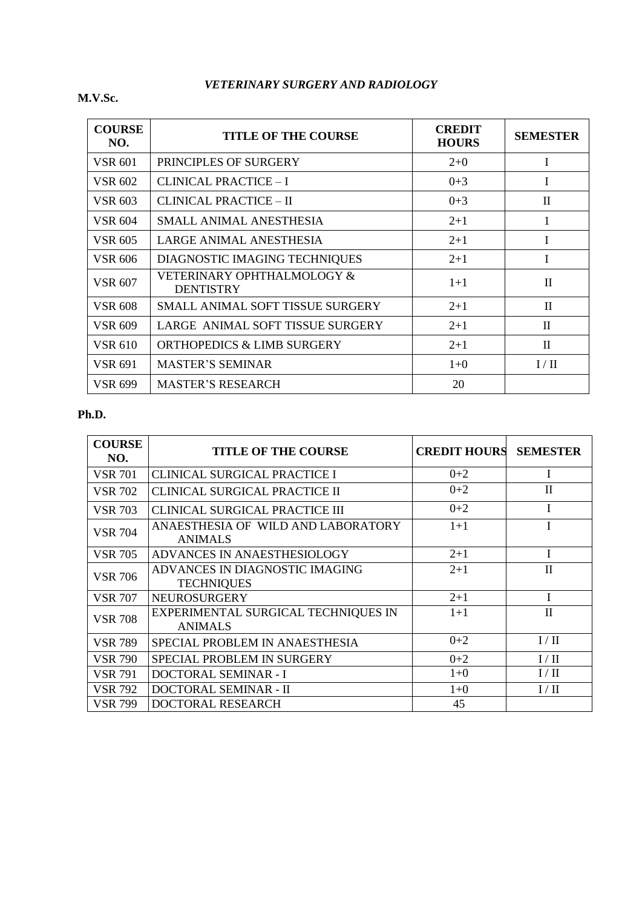### *VETERINARY SURGERY AND RADIOLOGY*

**M.V.Sc.**

| COURSE NO. | TITLE OF THE COURSE | CREDIT HOURS | SEMESTER |
|---|---|---|---|
| VSR 601 | PRINCIPLES OF SURGERY | 2+0 | I |
| VSR 602 | CLINICAL PRACTICE – I | 0+3 | I |
| VSR 603 | CLINICAL PRACTICE – II | 0+3 | II |
| VSR 604 | SMALL ANIMAL ANESTHESIA | 2+1 | 1 |
| VSR 605 | LARGE ANIMAL ANESTHESIA | 2+1 | I |
| VSR 606 | DIAGNOSTIC IMAGING TECHNIQUES | 2+1 | I |
| VSR 607 | VETERINARY OPHTHALMOLOGY & DENTISTRY | 1+1 | II |
| VSR 608 | SMALL ANIMAL SOFT TISSUE SURGERY | 2+1 | II |
| VSR 609 | LARGE ANIMAL SOFT TISSUE SURGERY | 2+1 | II |
| VSR 610 | ORTHOPEDICS & LIMB SURGERY | 2+1 | II |
| VSR 691 | MASTER'S SEMINAR | 1+0 | I / II |
| VSR 699 | MASTER'S RESEARCH | 20 | |

**Ph.D.**

| COURSE NO. | TITLE OF THE COURSE | CREDIT HOURS | SEMESTER |
|---|---|---|---|
| VSR 701 | CLINICAL SURGICAL PRACTICE I | 0+2 | I |
| VSR 702 | CLINICAL SURGICAL PRACTICE II | 0+2 | II |
| VSR 703 | CLINICAL SURGICAL PRACTICE III | 0+2 | I |
| VSR 704 | ANAESTHESIA OF WILD AND LABORATORY ANIMALS | 1+1 | I |
| VSR 705 | ADVANCES IN ANAESTHESIOLOGY | 2+1 | I |
| VSR 706 | ADVANCES IN DIAGNOSTIC IMAGING TECHNIQUES | 2+1 | II |
| VSR 707 | NEUROSURGERY | 2+1 | I |
| VSR 708 | EXPERIMENTAL SURGICAL TECHNIQUES IN ANIMALS | 1+1 | II |
| VSR 789 | SPECIAL PROBLEM IN ANAESTHESIA | 0+2 | I / II |
| VSR 790 | SPECIAL PROBLEM IN SURGERY | 0+2 | I / II |
| VSR 791 | DOCTORAL SEMINAR - I | 1+0 | I / II |
| VSR 792 | DOCTORAL SEMINAR - II | 1+0 | I / II |
| VSR 799 | DOCTORAL RESEARCH | 45 | |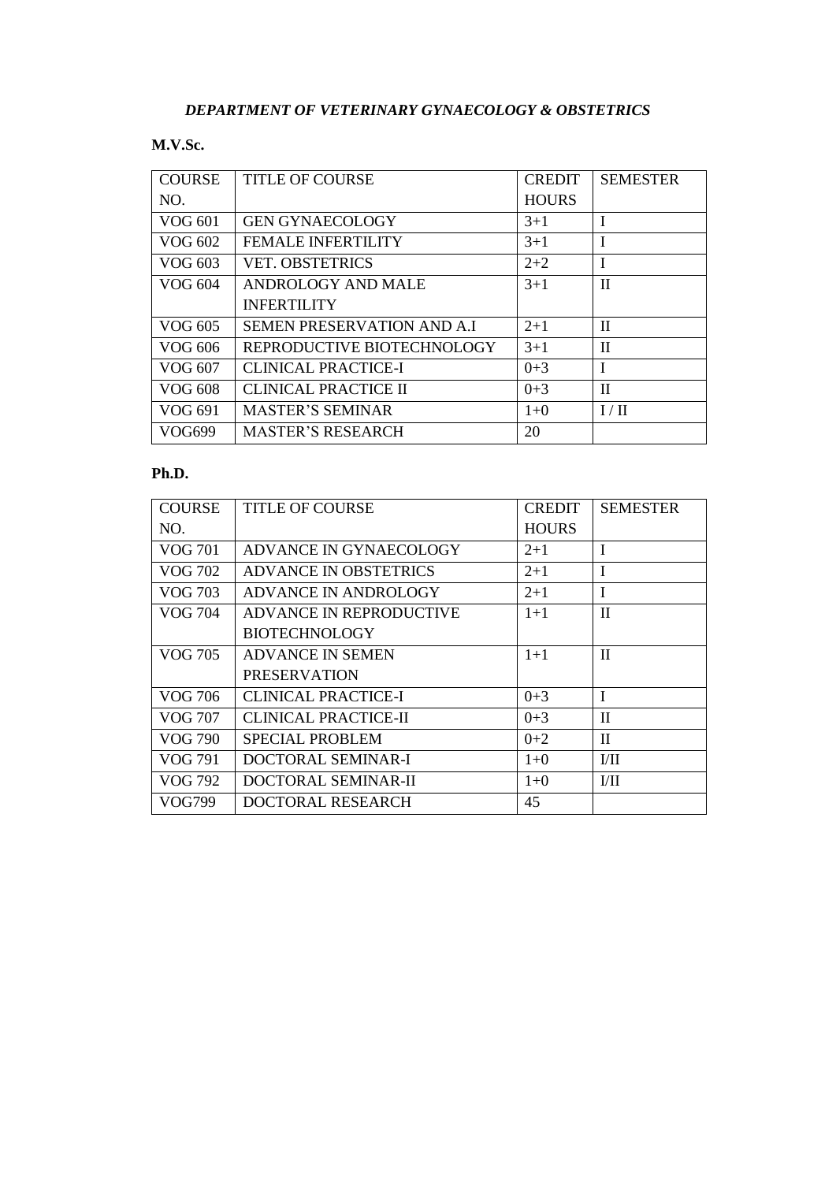## *DEPARTMENT OF VETERINARY GYNAECOLOGY & OBSTETRICS*

**M.V.Sc.**

| COURSE NO. | TITLE OF COURSE | CREDIT HOURS | SEMESTER |
|---|---|---|---|
| VOG 601 | GEN GYNAECOLOGY | 3+1 | I |
| VOG 602 | FEMALE INFERTILITY | 3+1 | I |
| VOG 603 | VET. OBSTETRICS | 2+2 | I |
| VOG 604 | ANDROLOGY AND MALE INFERTILITY | 3+1 | II |
| VOG 605 | SEMEN PRESERVATION AND A.I | 2+1 | II |
| VOG 606 | REPRODUCTIVE BIOTECHNOLOGY | 3+1 | II |
| VOG 607 | CLINICAL PRACTICE-I | 0+3 | I |
| VOG 608 | CLINICAL PRACTICE II | 0+3 | II |
| VOG 691 | MASTER'S SEMINAR | 1+0 | I / II |
| VOG699 | MASTER'S RESEARCH | 20 | |

**Ph.D.**

| COURSE NO. | TITLE OF COURSE | CREDIT HOURS | SEMESTER |
|---|---|---|---|
| VOG 701 | ADVANCE IN GYNAECOLOGY | 2+1 | I |
| VOG 702 | ADVANCE IN OBSTETRICS | 2+1 | I |
| VOG 703 | ADVANCE IN ANDROLOGY | 2+1 | I |
| VOG 704 | ADVANCE IN REPRODUCTIVE BIOTECHNOLOGY | 1+1 | II |
| VOG 705 | ADVANCE IN SEMEN PRESERVATION | 1+1 | II |
| VOG 706 | CLINICAL PRACTICE-I | 0+3 | I |
| VOG 707 | CLINICAL PRACTICE-II | 0+3 | II |
| VOG 790 | SPECIAL PROBLEM | 0+2 | II |
| VOG 791 | DOCTORAL SEMINAR-I | 1+0 | I/II |
| VOG 792 | DOCTORAL SEMINAR-II | 1+0 | I/II |
| VOG799 | DOCTORAL RESEARCH | 45 | |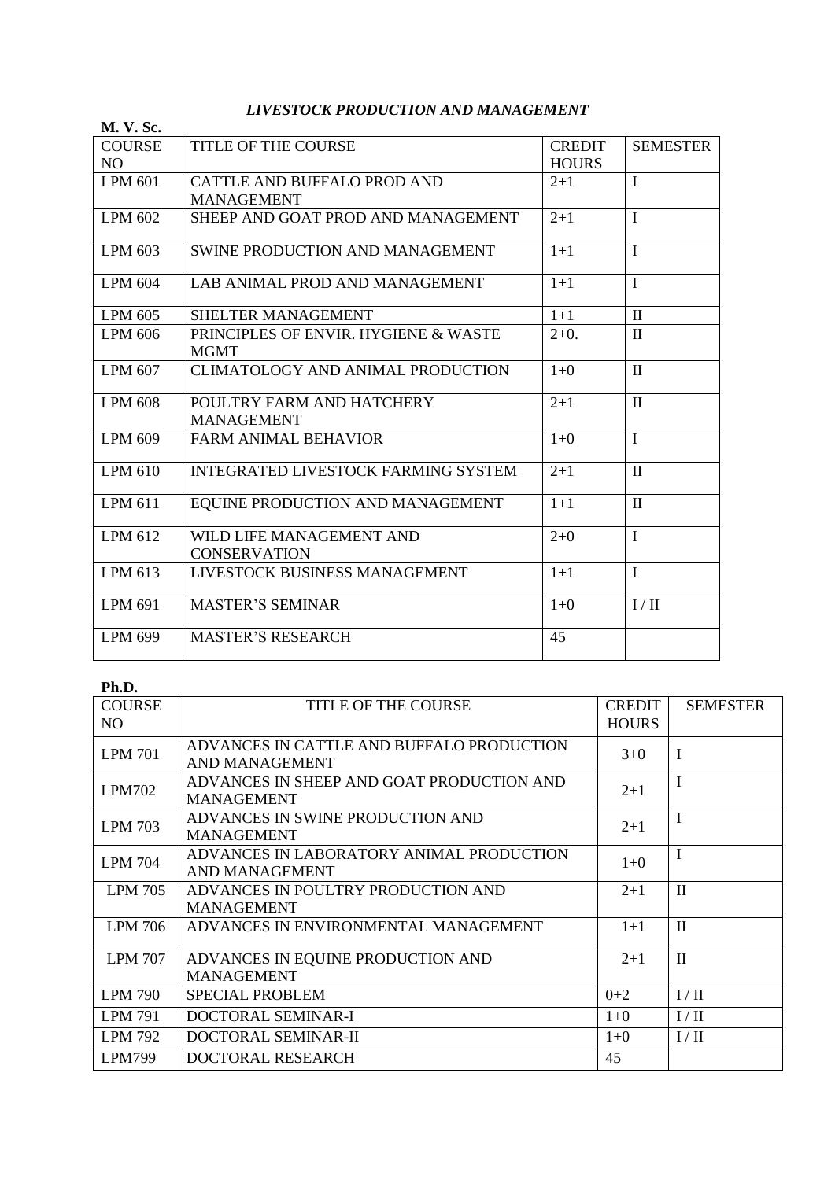## *LIVESTOCK PRODUCTION AND MANAGEMENT*

**M. V. Sc.**

| COURSE NO | TITLE OF THE COURSE | CREDIT HOURS | SEMESTER |
|---|---|---|---|
| LPM 601 | CATTLE AND BUFFALO PROD AND MANAGEMENT | 2+1 | I |
| LPM 602 | SHEEP AND GOAT PROD AND MANAGEMENT | 2+1 | I |
| LPM 603 | SWINE PRODUCTION AND MANAGEMENT | 1+1 | I |
| LPM 604 | LAB ANIMAL PROD AND MANAGEMENT | 1+1 | I |
| LPM 605 | SHELTER MANAGEMENT | 1+1 | II |
| LPM 606 | PRINCIPLES OF ENVIR. HYGIENE & WASTE MGMT | 2+0. | II |
| LPM 607 | CLIMATOLOGY AND ANIMAL PRODUCTION | 1+0 | II |
| LPM 608 | POULTRY FARM AND HATCHERY MANAGEMENT | 2+1 | II |
| LPM 609 | FARM ANIMAL BEHAVIOR | 1+0 | I |
| LPM 610 | INTEGRATED LIVESTOCK FARMING SYSTEM | 2+1 | II |
| LPM 611 | EQUINE PRODUCTION AND MANAGEMENT | 1+1 | II |
| LPM 612 | WILD LIFE MANAGEMENT AND CONSERVATION | 2+0 | I |
| LPM 613 | LIVESTOCK BUSINESS MANAGEMENT | 1+1 | I |
| LPM 691 | MASTER'S SEMINAR | 1+0 | I / II |
| LPM 699 | MASTER'S RESEARCH | 45 | |

**Ph.D.**

| COURSE NO | TITLE OF THE COURSE | CREDIT HOURS | SEMESTER |
|---|---|---|---|
| LPM 701 | ADVANCES IN CATTLE AND BUFFALO PRODUCTION AND MANAGEMENT | 3+0 | I |
| LPM702 | ADVANCES IN SHEEP AND GOAT PRODUCTION AND MANAGEMENT | 2+1 | I |
| LPM 703 | ADVANCES IN SWINE PRODUCTION AND MANAGEMENT | 2+1 | I |
| LPM 704 | ADVANCES IN LABORATORY ANIMAL PRODUCTION AND MANAGEMENT | 1+0 | I |
| LPM 705 | ADVANCES IN POULTRY PRODUCTION AND MANAGEMENT | 2+1 | II |
| LPM 706 | ADVANCES IN ENVIRONMENTAL MANAGEMENT | 1+1 | II |
| LPM 707 | ADVANCES IN EQUINE PRODUCTION AND MANAGEMENT | 2+1 | II |
| LPM 790 | SPECIAL PROBLEM | 0+2 | I / II |
| LPM 791 | DOCTORAL SEMINAR-I | 1+0 | I / II |
| LPM 792 | DOCTORAL SEMINAR-II | 1+0 | I / II |
| LPM799 | DOCTORAL RESEARCH | 45 | |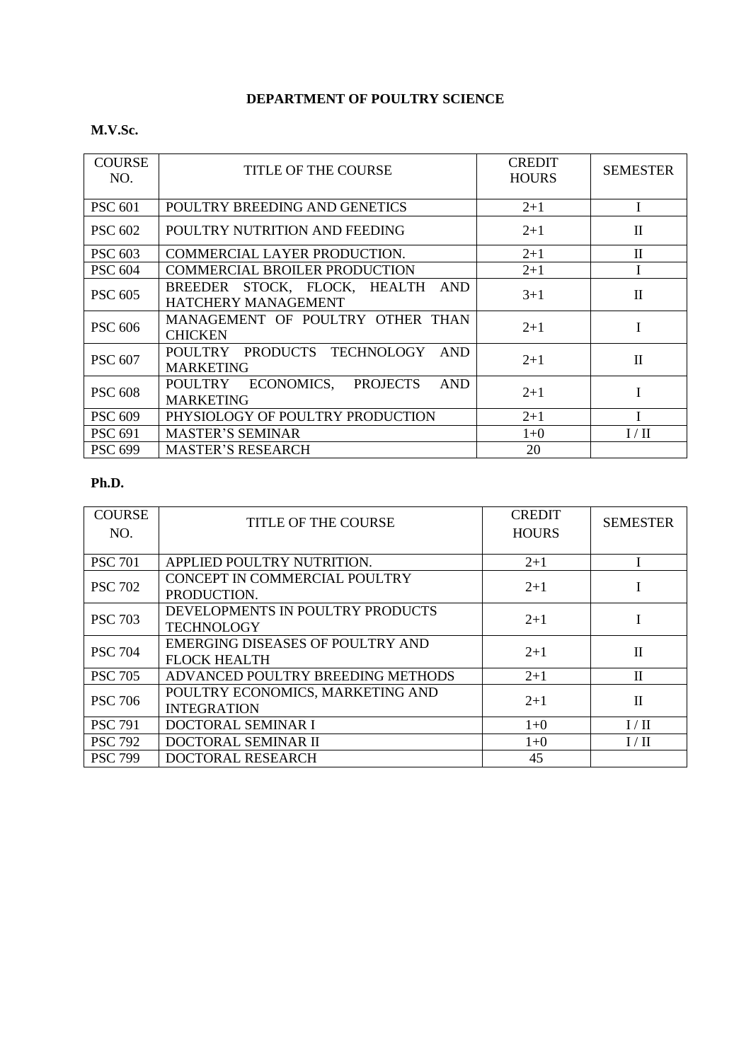**DEPARTMENT OF POULTRY SCIENCE**

**M.V.Sc.**

| COURSE NO. | TITLE OF THE COURSE | CREDIT HOURS | SEMESTER |
|---|---|---|---|
| PSC 601 | POULTRY BREEDING AND GENETICS | 2+1 | I |
| PSC 602 | POULTRY NUTRITION AND FEEDING | 2+1 | II |
| PSC 603 | COMMERCIAL LAYER PRODUCTION. | 2+1 | II |
| PSC 604 | COMMERCIAL BROILER PRODUCTION | 2+1 | I |
| PSC 605 | BREEDER STOCK, FLOCK, HEALTH AND HATCHERY MANAGEMENT | 3+1 | II |
| PSC 606 | MANAGEMENT OF POULTRY OTHER THAN CHICKEN | 2+1 | I |
| PSC 607 | POULTRY PRODUCTS TECHNOLOGY AND MARKETING | 2+1 | II |
| PSC 608 | POULTRY ECONOMICS, PROJECTS AND MARKETING | 2+1 | I |
| PSC 609 | PHYSIOLOGY OF POULTRY PRODUCTION | 2+1 | I |
| PSC 691 | MASTER'S SEMINAR | 1+0 | I / II |
| PSC 699 | MASTER'S RESEARCH | 20 | |

**Ph.D.**

| COURSE NO. | TITLE OF THE COURSE | CREDIT HOURS | SEMESTER |
|---|---|---|---|
| PSC 701 | APPLIED POULTRY NUTRITION. | 2+1 | I |
| PSC 702 | CONCEPT IN COMMERCIAL POULTRY PRODUCTION. | 2+1 | I |
| PSC 703 | DEVELOPMENTS IN POULTRY PRODUCTS TECHNOLOGY | 2+1 | I |
| PSC 704 | EMERGING DISEASES OF POULTRY AND FLOCK HEALTH | 2+1 | II |
| PSC 705 | ADVANCED POULTRY BREEDING METHODS | 2+1 | II |
| PSC 706 | POULTRY ECONOMICS, MARKETING AND INTEGRATION | 2+1 | II |
| PSC 791 | DOCTORAL SEMINAR I | 1+0 | I / II |
| PSC 792 | DOCTORAL SEMINAR II | 1+0 | I / II |
| PSC 799 | DOCTORAL RESEARCH | 45 | |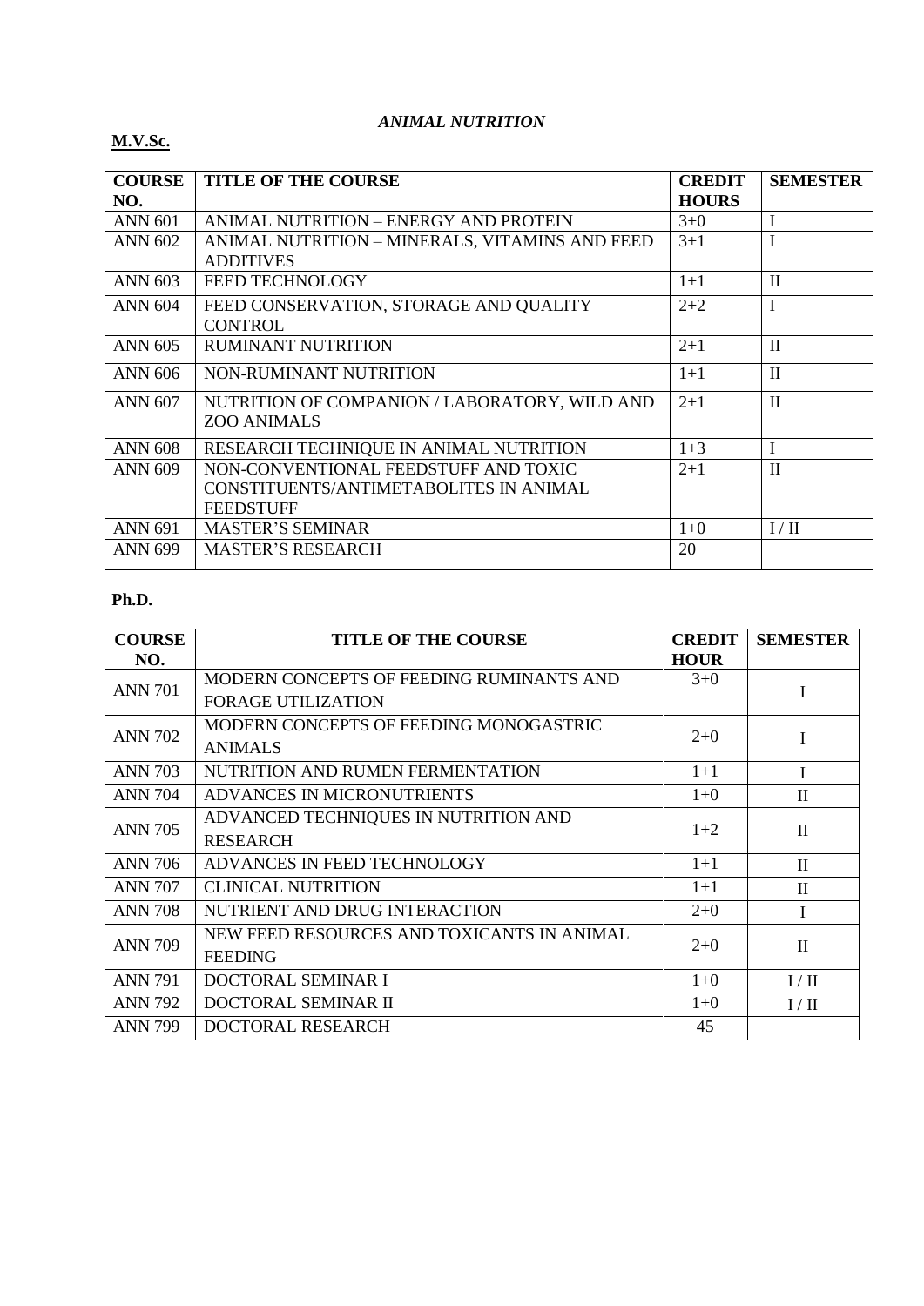# *ANIMAL NUTRITION*

## M.V.Sc.

| COURSE NO. | TITLE OF THE COURSE | CREDIT HOURS | SEMESTER |
|---|---|---|---|
| ANN 601 | ANIMAL NUTRITION – ENERGY AND PROTEIN | 3+0 | I |
| ANN 602 | ANIMAL NUTRITION – MINERALS, VITAMINS AND FEED ADDITIVES | 3+1 | I |
| ANN 603 | FEED TECHNOLOGY | 1+1 | II |
| ANN 604 | FEED CONSERVATION, STORAGE AND QUALITY CONTROL | 2+2 | I |
| ANN 605 | RUMINANT NUTRITION | 2+1 | II |
| ANN 606 | NON-RUMINANT NUTRITION | 1+1 | II |
| ANN 607 | NUTRITION OF COMPANION / LABORATORY, WILD AND ZOO ANIMALS | 2+1 | II |
| ANN 608 | RESEARCH TECHNIQUE IN ANIMAL NUTRITION | 1+3 | I |
| ANN 609 | NON-CONVENTIONAL FEEDSTUFF AND TOXIC CONSTITUENTS/ANTIMETABOLITES IN ANIMAL FEEDSTUFF | 2+1 | II |
| ANN 691 | MASTER'S SEMINAR | 1+0 | I / II |
| ANN 699 | MASTER'S RESEARCH | 20 | |

## Ph.D.

| COURSE NO. | TITLE OF THE COURSE | CREDIT HOUR | SEMESTER |
|---|---|---|---|
| ANN 701 | MODERN CONCEPTS OF FEEDING RUMINANTS AND FORAGE UTILIZATION | 3+0 | I |
| ANN 702 | MODERN CONCEPTS OF FEEDING MONOGASTRIC ANIMALS | 2+0 | I |
| ANN 703 | NUTRITION AND RUMEN FERMENTATION | 1+1 | I |
| ANN 704 | ADVANCES IN MICRONUTRIENTS | 1+0 | II |
| ANN 705 | ADVANCED TECHNIQUES IN NUTRITION AND RESEARCH | 1+2 | II |
| ANN 706 | ADVANCES IN FEED TECHNOLOGY | 1+1 | II |
| ANN 707 | CLINICAL NUTRITION | 1+1 | II |
| ANN 708 | NUTRIENT AND DRUG INTERACTION | 2+0 | I |
| ANN 709 | NEW FEED RESOURCES AND TOXICANTS IN ANIMAL FEEDING | 2+0 | II |
| ANN 791 | DOCTORAL SEMINAR I | 1+0 | I / II |
| ANN 792 | DOCTORAL SEMINAR II | 1+0 | I / II |
| ANN 799 | DOCTORAL RESEARCH | 45 | |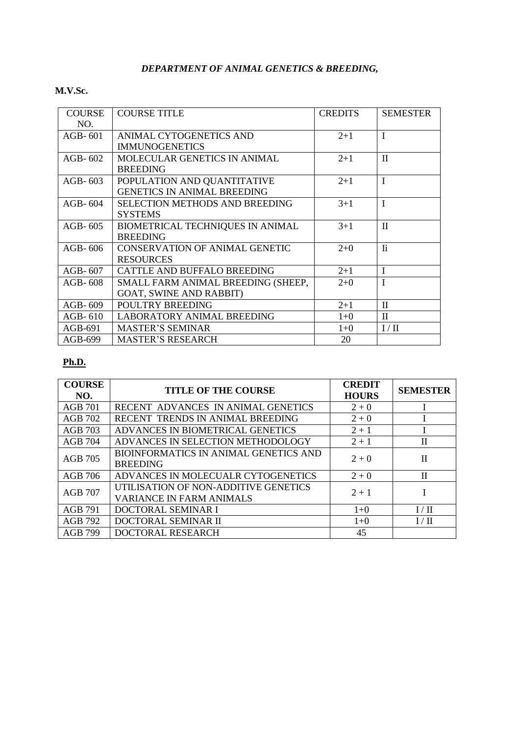## *DEPARTMENT OF ANIMAL GENETICS & BREEDING,*

**M.V.Sc.**

| COURSE NO. | COURSE TITLE | CREDITS | SEMESTER |
|---|---|---|---|
| AGB- 601 | ANIMAL CYTOGENETICS AND IMMUNOGENETICS | 2+1 | I |
| AGB- 602 | MOLECULAR GENETICS IN ANIMAL BREEDING | 2+1 | II |
| AGB- 603 | POPULATION AND QUANTITATIVE GENETICS IN ANIMAL BREEDING | 2+1 | I |
| AGB- 604 | SELECTION METHODS AND BREEDING SYSTEMS | 3+1 | I |
| AGB- 605 | BIOMETRICAL TECHNIQUES IN ANIMAL BREEDING | 3+1 | II |
| AGB- 606 | CONSERVATION OF ANIMAL GENETIC RESOURCES | 2+0 | Ii |
| AGB- 607 | CATTLE AND BUFFALO BREEDING | 2+1 | I |
| AGB- 608 | SMALL FARM ANIMAL BREEDING (SHEEP, GOAT, SWINE AND RABBIT) | 2+0 | I |
| AGB- 609 | POULTRY BREEDING | 2+1 | II |
| AGB- 610 | LABORATORY ANIMAL BREEDING | 1+0 | II |
| AGB-691 | MASTER'S SEMINAR | 1+0 | I / II |
| AGB-699 | MASTER'S RESEARCH | 20 | |

**Ph.D.**

| COURSE NO. | TITLE OF THE COURSE | CREDIT HOURS | SEMESTER |
|---|---|---|---|
| AGB 701 | RECENT ADVANCES IN ANIMAL GENETICS | 2 + 0 | I |
| AGB 702 | RECENT TRENDS IN ANIMAL BREEDING | 2 + 0 | I |
| AGB 703 | ADVANCES IN BIOMETRICAL GENETICS | 2 + 1 | I |
| AGB 704 | ADVANCES IN SELECTION METHODOLOGY | 2 + 1 | II |
| AGB 705 | BIOINFORMATICS IN ANIMAL GENETICS AND BREEDING | 2 + 0 | II |
| AGB 706 | ADVANCES IN MOLECUALR CYTOGENETICS | 2 + 0 | II |
| AGB 707 | UTILISATION OF NON-ADDITIVE GENETICS VARIANCE IN FARM ANIMALS | 2 + 1 | I |
| AGB 791 | DOCTORAL SEMINAR I | 1+0 | I / II |
| AGB 792 | DOCTORAL SEMINAR II | 1+0 | I / II |
| AGB 799 | DOCTORAL RESEARCH | 45 | |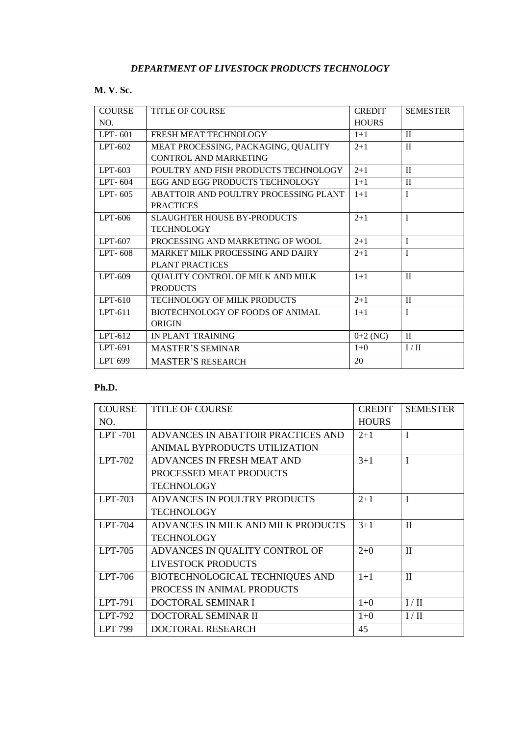## *DEPARTMENT OF LIVESTOCK PRODUCTS TECHNOLOGY*

**M. V. Sc.**

| COURSE NO. | TITLE OF COURSE | CREDIT HOURS | SEMESTER |
|---|---|---|---|
| LPT- 601 | FRESH MEAT TECHNOLOGY | 1+1 | II |
| LPT-602 | MEAT PROCESSING, PACKAGING, QUALITY CONTROL AND MARKETING | 2+1 | II |
| LPT-603 | POULTRY AND FISH PRODUCTS TECHNOLOGY | 2+1 | II |
| LPT- 604 | EGG AND EGG PRODUCTS TECHNOLOGY | 1+1 | II |
| LPT- 605 | ABATTOIR AND POULTRY PROCESSING PLANT PRACTICES | 1+1 | I |
| LPT-606 | SLAUGHTER HOUSE BY-PRODUCTS TECHNOLOGY | 2+1 | I |
| LPT-607 | PROCESSING AND MARKETING OF WOOL | 2+1 | I |
| LPT- 608 | MARKET MILK PROCESSING AND DAIRY PLANT PRACTICES | 2+1 | I |
| LPT-609 | QUALITY CONTROL OF MILK AND MILK PRODUCTS | 1+1 | II |
| LPT-610 | TECHNOLOGY OF MILK PRODUCTS | 2+1 | II |
| LPT-611 | BIOTECHNOLOGY OF FOODS OF ANIMAL ORIGIN | 1+1 | I |
| LPT-612 | IN PLANT TRAINING | 0+2 (NC) | II |
| LPT-691 | MASTER'S SEMINAR | 1+0 | I / II |
| LPT 699 | MASTER'S RESEARCH | 20 | |

**Ph.D.**

| COURSE NO. | TITLE OF COURSE | CREDIT HOURS | SEMESTER |
|---|---|---|---|
| LPT -701 | ADVANCES IN ABATTOIR PRACTICES AND ANIMAL BYPRODUCTS UTILIZATION | 2+1 | I |
| LPT-702 | ADVANCES IN FRESH MEAT AND PROCESSED MEAT PRODUCTS TECHNOLOGY | 3+1 | I |
| LPT-703 | ADVANCES IN POULTRY PRODUCTS TECHNOLOGY | 2+1 | I |
| LPT-704 | ADVANCES IN MILK AND MILK PRODUCTS TECHNOLOGY | 3+1 | II |
| LPT-705 | ADVANCES IN QUALITY CONTROL OF LIVESTOCK PRODUCTS | 2+0 | II |
| LPT-706 | BIOTECHNOLOGICAL TECHNIQUES AND PROCESS IN ANIMAL PRODUCTS | 1+1 | II |
| LPT-791 | DOCTORAL SEMINAR I | 1+0 | I / II |
| LPT-792 | DOCTORAL SEMINAR II | 1+0 | I / II |
| LPT 799 | DOCTORAL RESEARCH | 45 | |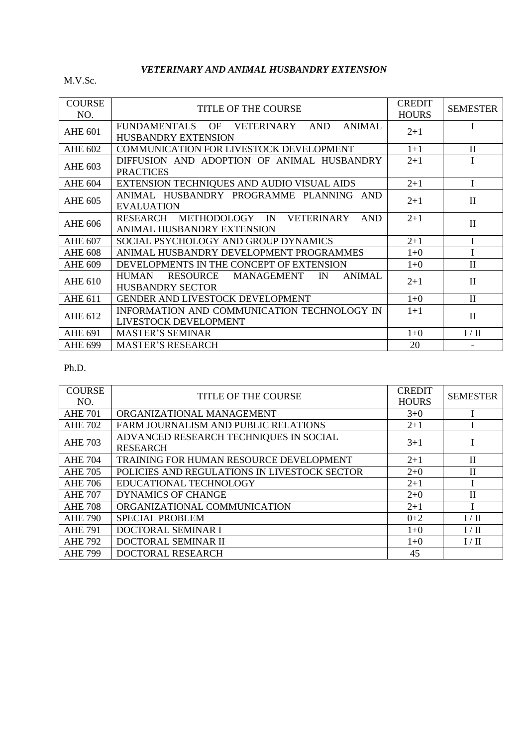## *VETERINARY AND ANIMAL HUSBANDRY EXTENSION*

M.V.Sc.

| COURSE NO. | TITLE OF THE COURSE | CREDIT HOURS | SEMESTER |
|---|---|---|---|
| AHE 601 | FUNDAMENTALS OF VETERINARY AND ANIMAL HUSBANDRY EXTENSION | 2+1 | I |
| AHE 602 | COMMUNICATION FOR LIVESTOCK DEVELOPMENT | 1+1 | II |
| AHE 603 | DIFFUSION AND ADOPTION OF ANIMAL HUSBANDRY PRACTICES | 2+1 | I |
| AHE 604 | EXTENSION TECHNIQUES AND AUDIO VISUAL AIDS | 2+1 | I |
| AHE 605 | ANIMAL HUSBANDRY PROGRAMME PLANNING AND EVALUATION | 2+1 | II |
| AHE 606 | RESEARCH METHODOLOGY IN VETERINARY AND ANIMAL HUSBANDRY EXTENSION | 2+1 | II |
| AHE 607 | SOCIAL PSYCHOLOGY AND GROUP DYNAMICS | 2+1 | I |
| AHE 608 | ANIMAL HUSBANDRY DEVELOPMENT PROGRAMMES | 1+0 | I |
| AHE 609 | DEVELOPMENTS IN THE CONCEPT OF EXTENSION | 1+0 | II |
| AHE 610 | HUMAN RESOURCE MANAGEMENT IN ANIMAL HUSBANDRY SECTOR | 2+1 | II |
| AHE 611 | GENDER AND LIVESTOCK DEVELOPMENT | 1+0 | II |
| AHE 612 | INFORMATION AND COMMUNICATION TECHNOLOGY IN LIVESTOCK DEVELOPMENT | 1+1 | II |
| AHE 691 | MASTER'S SEMINAR | 1+0 | I / II |
| AHE 699 | MASTER'S RESEARCH | 20 | - |

Ph.D.

| COURSE NO. | TITLE OF THE COURSE | CREDIT HOURS | SEMESTER |
|---|---|---|---|
| AHE 701 | ORGANIZATIONAL MANAGEMENT | 3+0 | I |
| AHE 702 | FARM JOURNALISM AND PUBLIC RELATIONS | 2+1 | I |
| AHE 703 | ADVANCED RESEARCH TECHNIQUES IN SOCIAL RESEARCH | 3+1 | I |
| AHE 704 | TRAINING FOR HUMAN RESOURCE DEVELOPMENT | 2+1 | II |
| AHE 705 | POLICIES AND REGULATIONS IN LIVESTOCK SECTOR | 2+0 | II |
| AHE 706 | EDUCATIONAL TECHNOLOGY | 2+1 | I |
| AHE 707 | DYNAMICS OF CHANGE | 2+0 | II |
| AHE 708 | ORGANIZATIONAL COMMUNICATION | 2+1 | I |
| AHE 790 | SPECIAL PROBLEM | 0+2 | I / II |
| AHE 791 | DOCTORAL SEMINAR I | 1+0 | I / II |
| AHE 792 | DOCTORAL SEMINAR II | 1+0 | I / II |
| AHE 799 | DOCTORAL RESEARCH | 45 | |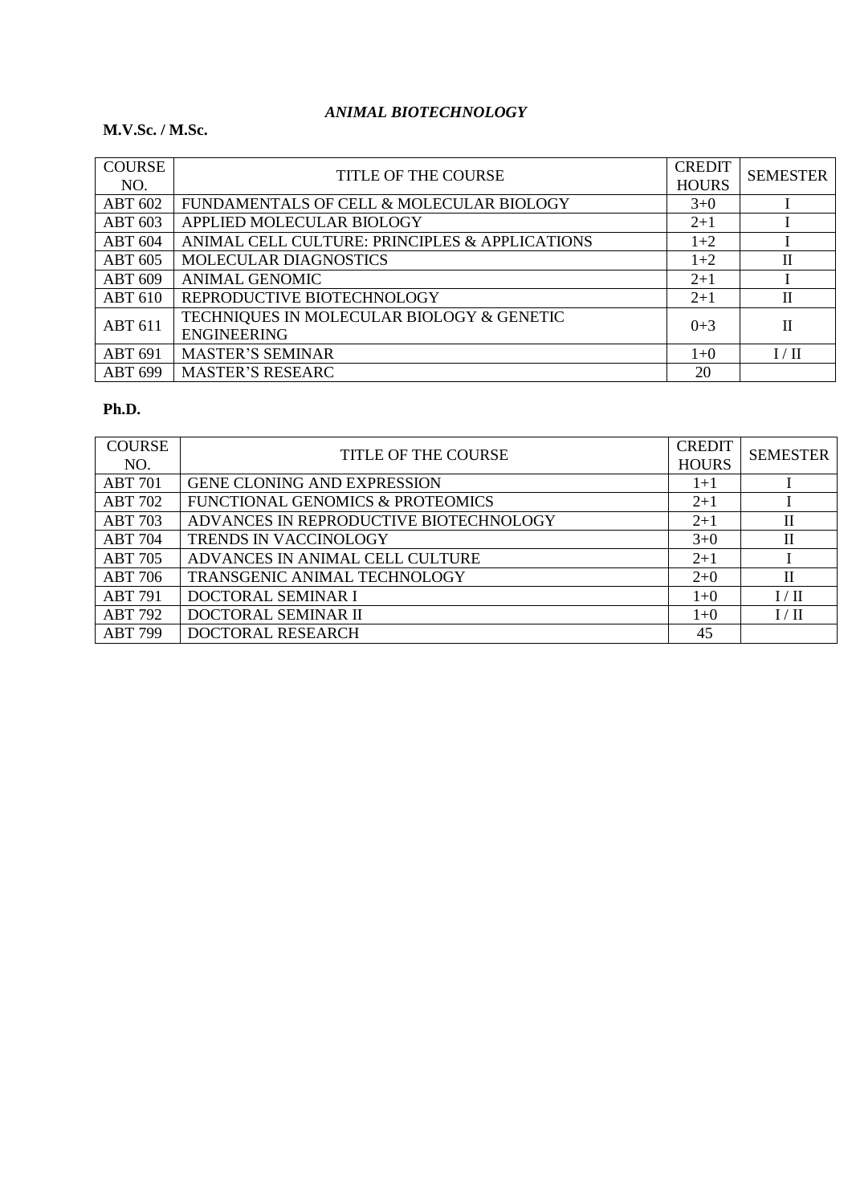# *ANIMAL BIOTECHNOLOGY*

**M.V.Sc. / M.Sc.**

| COURSE NO. | TITLE OF THE COURSE | CREDIT HOURS | SEMESTER |
|---|---|---|---|
| ABT 602 | FUNDAMENTALS OF CELL & MOLECULAR BIOLOGY | 3+0 | I |
| ABT 603 | APPLIED MOLECULAR BIOLOGY | 2+1 | I |
| ABT 604 | ANIMAL CELL CULTURE: PRINCIPLES & APPLICATIONS | 1+2 | I |
| ABT 605 | MOLECULAR DIAGNOSTICS | 1+2 | II |
| ABT 609 | ANIMAL GENOMIC | 2+1 | I |
| ABT 610 | REPRODUCTIVE BIOTECHNOLOGY | 2+1 | II |
| ABT 611 | TECHNIQUES IN MOLECULAR BIOLOGY & GENETIC ENGINEERING | 0+3 | II |
| ABT 691 | MASTER'S SEMINAR | 1+0 | I / II |
| ABT 699 | MASTER'S RESEARC | 20 | |

**Ph.D.**

| COURSE NO. | TITLE OF THE COURSE | CREDIT HOURS | SEMESTER |
|---|---|---|---|
| ABT 701 | GENE CLONING AND EXPRESSION | 1+1 | I |
| ABT 702 | FUNCTIONAL GENOMICS & PROTEOMICS | 2+1 | I |
| ABT 703 | ADVANCES IN REPRODUCTIVE BIOTECHNOLOGY | 2+1 | II |
| ABT 704 | TRENDS IN VACCINOLOGY | 3+0 | II |
| ABT 705 | ADVANCES IN ANIMAL CELL CULTURE | 2+1 | I |
| ABT 706 | TRANSGENIC ANIMAL TECHNOLOGY | 2+0 | II |
| ABT 791 | DOCTORAL SEMINAR I | 1+0 | I / II |
| ABT 792 | DOCTORAL SEMINAR II | 1+0 | I / II |
| ABT 799 | DOCTORAL RESEARCH | 45 | |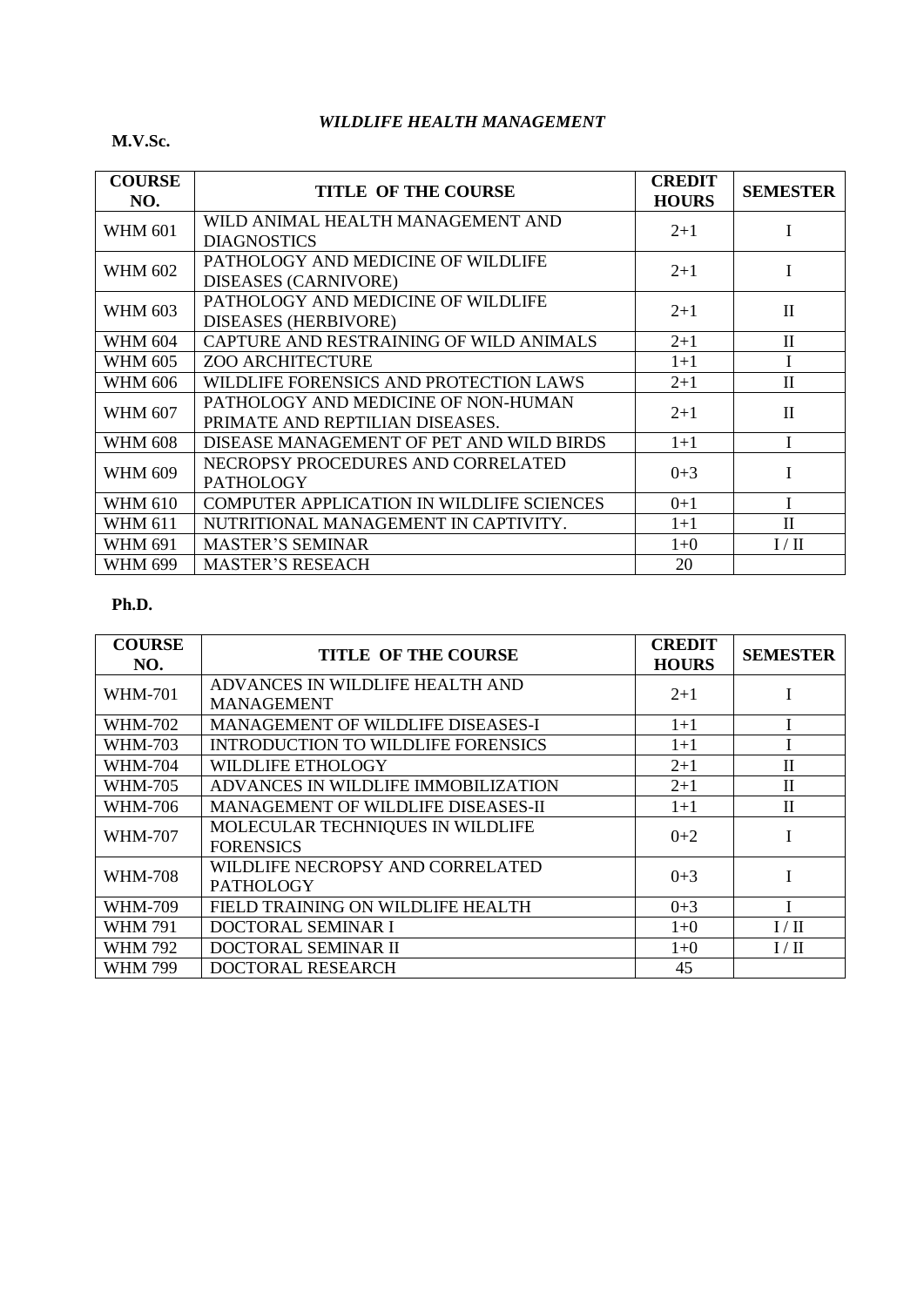# *WILDLIFE HEALTH MANAGEMENT*

**M.V.Sc.**

| COURSE NO. | TITLE OF THE COURSE | CREDIT HOURS | SEMESTER |
|---|---|---|---|
| WHM 601 | WILD ANIMAL HEALTH MANAGEMENT AND DIAGNOSTICS | 2+1 | I |
| WHM 602 | PATHOLOGY AND MEDICINE OF WILDLIFE DISEASES (CARNIVORE) | 2+1 | I |
| WHM 603 | PATHOLOGY AND MEDICINE OF WILDLIFE DISEASES (HERBIVORE) | 2+1 | II |
| WHM 604 | CAPTURE AND RESTRAINING OF WILD ANIMALS | 2+1 | II |
| WHM 605 | ZOO ARCHITECTURE | 1+1 | I |
| WHM 606 | WILDLIFE FORENSICS AND PROTECTION LAWS | 2+1 | II |
| WHM 607 | PATHOLOGY AND MEDICINE OF NON-HUMAN PRIMATE AND REPTILIAN DISEASES. | 2+1 | II |
| WHM 608 | DISEASE MANAGEMENT OF PET AND WILD BIRDS | 1+1 | I |
| WHM 609 | NECROPSY PROCEDURES AND CORRELATED PATHOLOGY | 0+3 | I |
| WHM 610 | COMPUTER APPLICATION IN WILDLIFE SCIENCES | 0+1 | I |
| WHM 611 | NUTRITIONAL MANAGEMENT IN CAPTIVITY. | 1+1 | II |
| WHM 691 | MASTER'S SEMINAR | 1+0 | I / II |
| WHM 699 | MASTER'S RESEACH | 20 | |

**Ph.D.**

| COURSE NO. | TITLE OF THE COURSE | CREDIT HOURS | SEMESTER |
|---|---|---|---|
| WHM-701 | ADVANCES IN WILDLIFE HEALTH AND MANAGEMENT | 2+1 | I |
| WHM-702 | MANAGEMENT OF WILDLIFE DISEASES-I | 1+1 | I |
| WHM-703 | INTRODUCTION TO WILDLIFE FORENSICS | 1+1 | I |
| WHM-704 | WILDLIFE ETHOLOGY | 2+1 | II |
| WHM-705 | ADVANCES IN WILDLIFE IMMOBILIZATION | 2+1 | II |
| WHM-706 | MANAGEMENT OF WILDLIFE DISEASES-II | 1+1 | II |
| WHM-707 | MOLECULAR TECHNIQUES IN WILDLIFE FORENSICS | 0+2 | I |
| WHM-708 | WILDLIFE NECROPSY AND CORRELATED PATHOLOGY | 0+3 | I |
| WHM-709 | FIELD TRAINING ON WILDLIFE HEALTH | 0+3 | I |
| WHM 791 | DOCTORAL SEMINAR I | 1+0 | I / II |
| WHM 792 | DOCTORAL SEMINAR II | 1+0 | I / II |
| WHM 799 | DOCTORAL RESEARCH | 45 | |